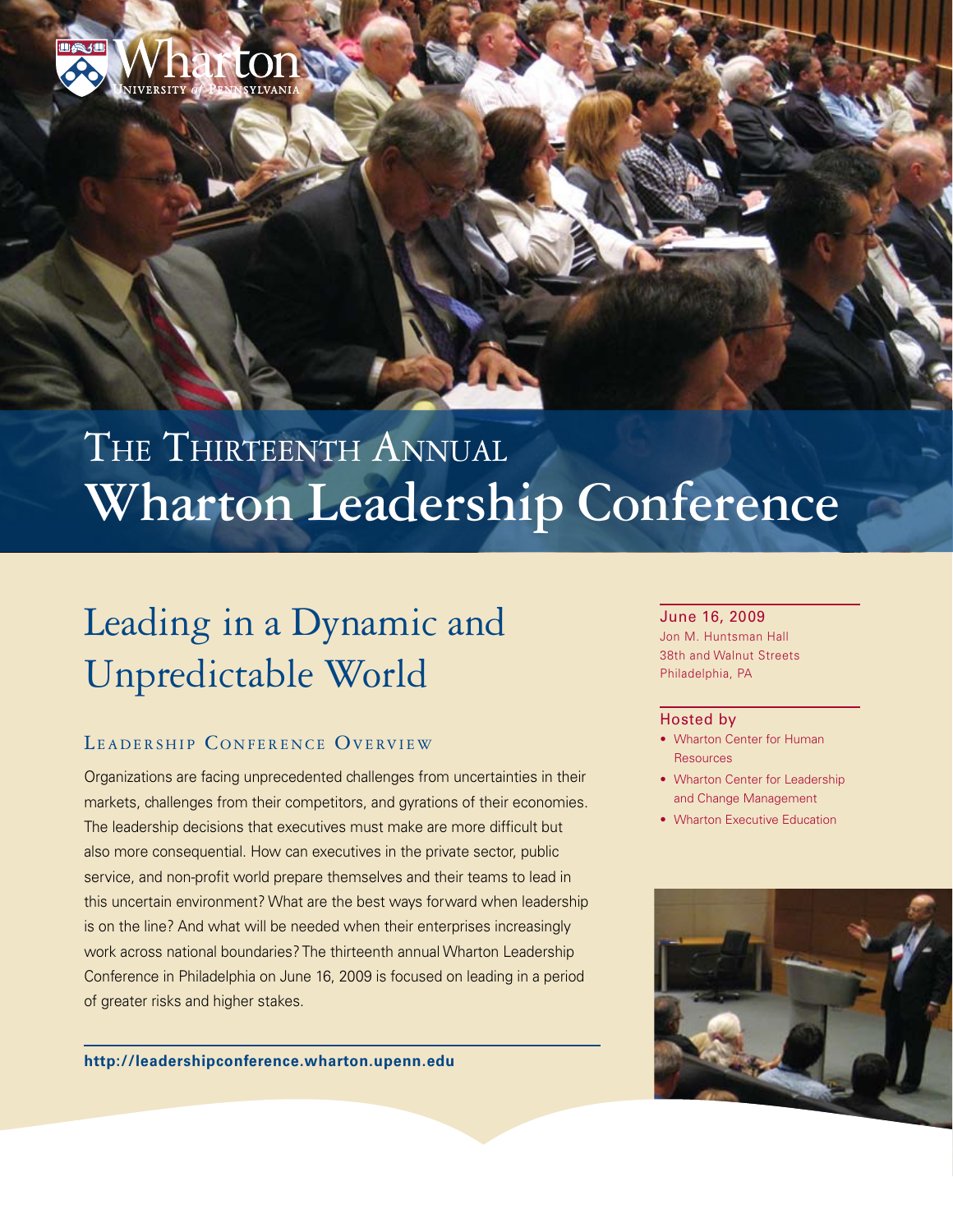Wharton
University of Pennsylvania

# The Thirteenth Annual Wharton Leadership Conference

## Leading in a Dynamic and Unpredictable World

### Leadership Conference Overview

Organizations are facing unprecedented challenges from uncertainties in their markets, challenges from their competitors, and gyrations of their economies. The leadership decisions that executives must make are more difficult but also more consequential. How can executives in the private sector, public service, and non-profit world prepare themselves and their teams to lead in this uncertain environment? What are the best ways forward when leadership is on the line? And what will be needed when their enterprises increasingly work across national boundaries? The thirteenth annual Wharton Leadership Conference in Philadelphia on June 16, 2009 is focused on leading in a period of greater risks and higher stakes.

**http://leadershipconference.wharton.upenn.edu**

**June 16, 2009**
Jon M. Huntsman Hall
38th and Walnut Streets
Philadelphia, PA

**Hosted by**

- Wharton Center for Human Resources
- Wharton Center for Leadership and Change Management
- Wharton Executive Education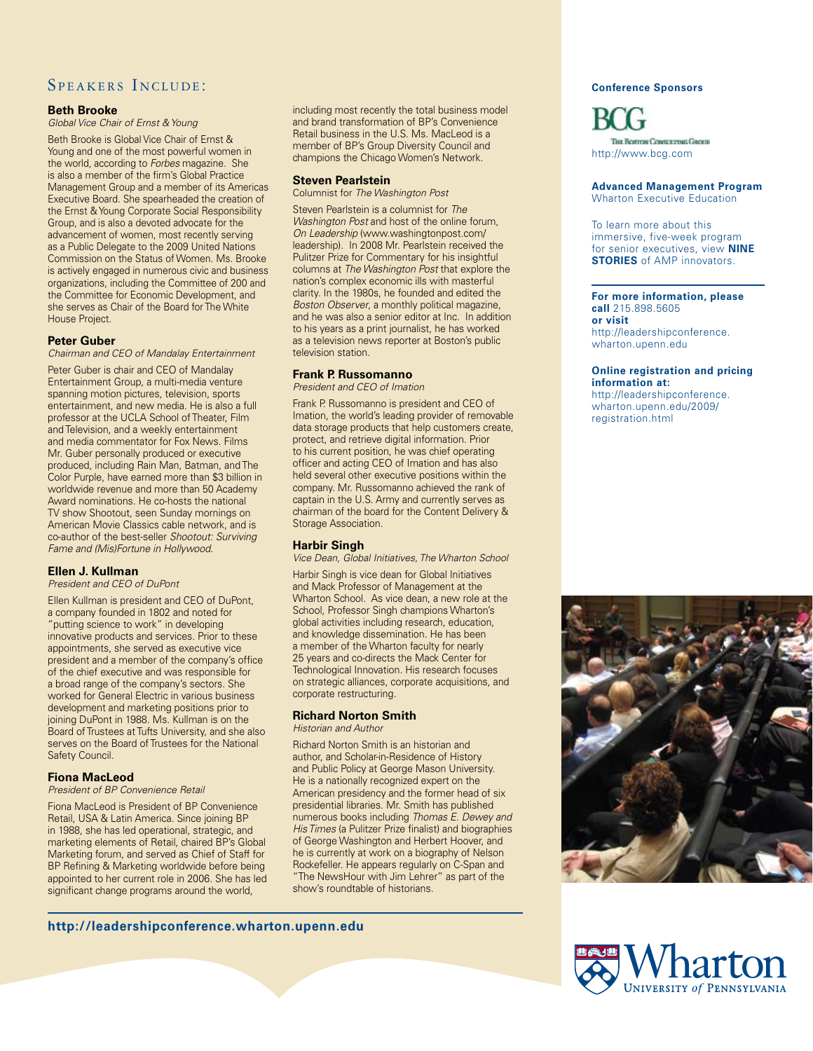## Speakers Include:

### Beth Brooke

*Global Vice Chair of Ernst & Young*

Beth Brooke is Global Vice Chair of Ernst & Young and one of the most powerful women in the world, according to *Forbes* magazine. She is also a member of the firm's Global Practice Management Group and a member of its Americas Executive Board. She spearheaded the creation of the Ernst & Young Corporate Social Responsibility Group, and is also a devoted advocate for the advancement of women, most recently serving as a Public Delegate to the 2009 United Nations Commission on the Status of Women. Ms. Brooke is actively engaged in numerous civic and business organizations, including the Committee of 200 and the Committee for Economic Development, and she serves as Chair of the Board for The White House Project.

### Peter Guber

*Chairman and CEO of Mandalay Entertainment*

Peter Guber is chair and CEO of Mandalay Entertainment Group, a multi-media venture spanning motion pictures, television, sports entertainment, and new media. He is also a full professor at the UCLA School of Theater, Film and Television, and a weekly entertainment and media commentator for Fox News. Films Mr. Guber personally produced or executive produced, including Rain Man, Batman, and The Color Purple, have earned more than $3 billion in worldwide revenue and more than 50 Academy Award nominations. He co-hosts the national TV show Shootout, seen Sunday mornings on American Movie Classics cable network, and is co-author of the best-seller *Shootout: Surviving Fame and (Mis)Fortune in Hollywood.*

### Ellen J. Kullman

*President and CEO of DuPont*

Ellen Kullman is president and CEO of DuPont, a company founded in 1802 and noted for "putting science to work" in developing innovative products and services. Prior to these appointments, she served as executive vice president and a member of the company's office of the chief executive and was responsible for a broad range of the company's sectors. She worked for General Electric in various business development and marketing positions prior to joining DuPont in 1988. Ms. Kullman is on the Board of Trustees at Tufts University, and she also serves on the Board of Trustees for the National Safety Council.

### Fiona MacLeod

*President of BP Convenience Retail*

Fiona MacLeod is President of BP Convenience Retail, USA & Latin America. Since joining BP in 1988, she has led operational, strategic, and marketing elements of Retail, chaired BP's Global Marketing forum, and served as Chief of Staff for BP Refining & Marketing worldwide before being appointed to her current role in 2006. She has led significant change programs around the world, including most recently the total business model and brand transformation of BP's Convenience Retail business in the U.S. Ms. MacLeod is a member of BP's Group Diversity Council and champions the Chicago Women's Network.

### Steven Pearlstein

Columnist for *The Washington Post*

Steven Pearlstein is a columnist for *The Washington Post* and host of the online forum, *On Leadership* (www.washingtonpost.com/leadership). In 2008 Mr. Pearlstein received the Pulitzer Prize for Commentary for his insightful columns at *The Washington Post* that explore the nation's complex economic ills with masterful clarity. In the 1980s, he founded and edited the *Boston Observer*, a monthly political magazine, and he was also a senior editor at Inc. In addition to his years as a print journalist, he has worked as a television news reporter at Boston's public television station.

### Frank P. Russomanno

*President and CEO of Imation*

Frank P. Russomanno is president and CEO of Imation, the world's leading provider of removable data storage products that help customers create, protect, and retrieve digital information. Prior to his current position, he was chief operating officer and acting CEO of Imation and has also held several other executive positions within the company. Mr. Russomanno achieved the rank of captain in the U.S. Army and currently serves as chairman of the board for the Content Delivery & Storage Association.

### Harbir Singh

*Vice Dean, Global Initiatives, The Wharton School*

Harbir Singh is vice dean for Global Initiatives and Mack Professor of Management at the Wharton School. As vice dean, a new role at the School, Professor Singh champions Wharton's global activities including research, education, and knowledge dissemination. He has been a member of the Wharton faculty for nearly 25 years and co-directs the Mack Center for Technological Innovation. His research focuses on strategic alliances, corporate acquisitions, and corporate restructuring.

### Richard Norton Smith

*Historian and Author*

Richard Norton Smith is an historian and author, and Scholar-in-Residence of History and Public Policy at George Mason University. He is a nationally recognized expert on the American presidency and the former head of six presidential libraries. Mr. Smith has published numerous books including *Thomas E. Dewey and His Times* (a Pulitzer Prize finalist) and biographies of George Washington and Herbert Hoover, and he is currently at work on a biography of Nelson Rockefeller. He appears regularly on C-Span and "The NewsHour with Jim Lehrer" as part of the show's roundtable of historians.

**http://leadershipconference.wharton.upenn.edu**

**Conference Sponsors**

BCG
The Boston Consulting Group
http://www.bcg.com

**Advanced Management Program**
Wharton Executive Education

To learn more about this immersive, five-week program for senior executives, view **NINE STORIES** of AMP innovators.

**For more information, please call** 215.898.5605
**or visit**
http://leadershipconference.wharton.upenn.edu

**Online registration and pricing information at:**
http://leadershipconference.wharton.upenn.edu/2009/registration.html

Wharton
University *of* Pennsylvania